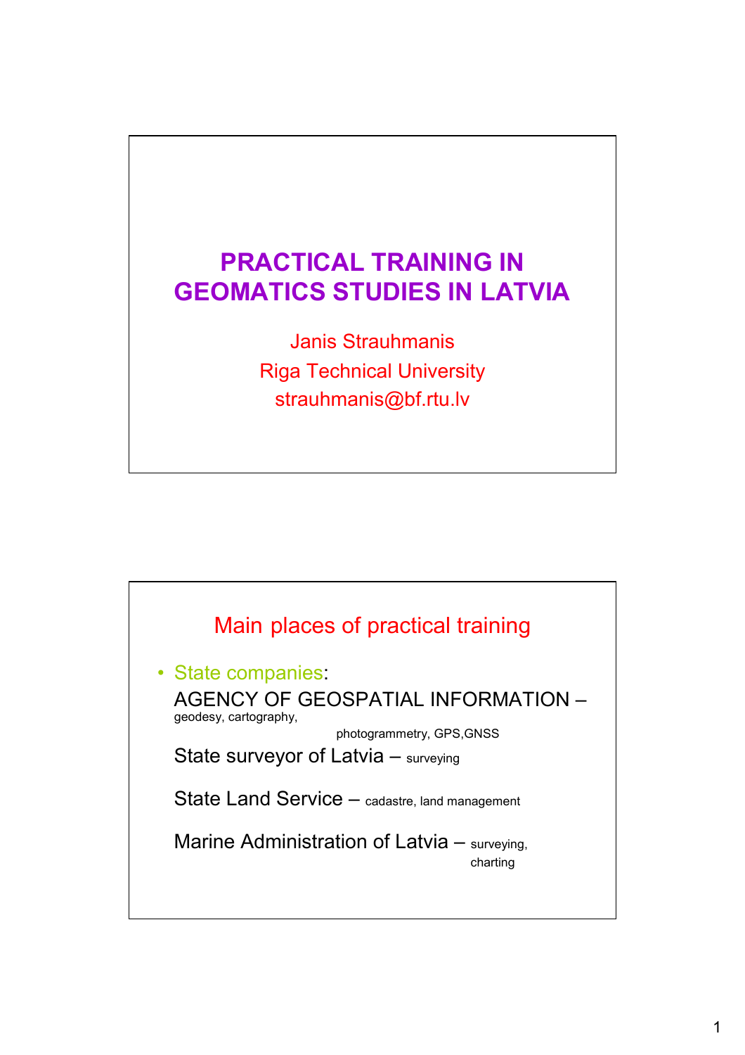# PRACTICAL TRAINING IN GEOMATICS STUDIES IN LATVIA

Janis Strauhmanis

Riga Technical University

strauhmanis@bf.rtu.lv

## Main places of practical training

- State companies:

  AGENCY OF GEOSPATIAL INFORMATION – geodesy, cartography, photogrammetry, GPS,GNSS

  State surveyor of Latvia – surveying

  State Land Service – cadastre, land management

  Marine Administration of Latvia – surveying, charting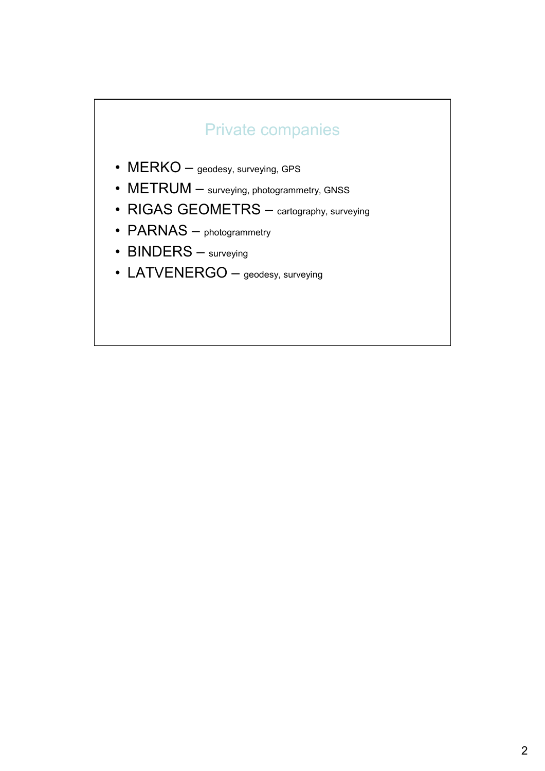## Private companies

- MERKO – geodesy, surveying, GPS
- METRUM – surveying, photogrammetry, GNSS
- RIGAS GEOMETRS – cartography, surveying
- PARNAS – photogrammetry
- BINDERS – surveying
- LATVENERGO – geodesy, surveying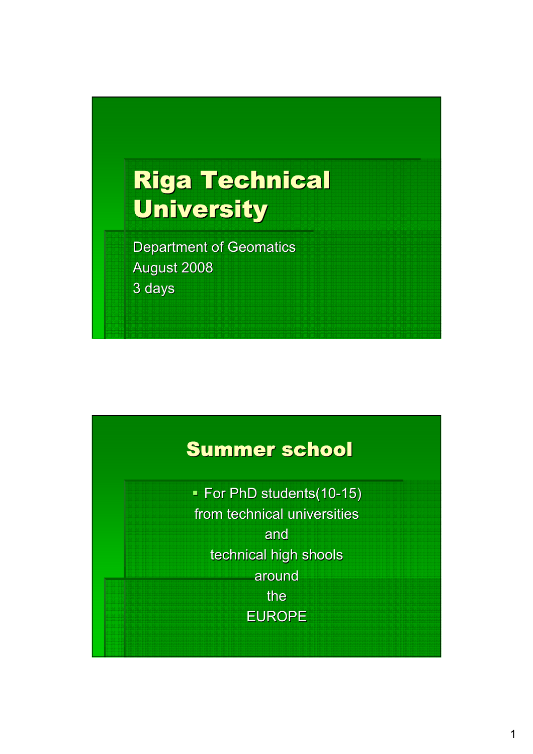# Riga Technical University

Department of Geomatics
August 2008
3 days

## Summer school

- For PhD students(10-15) from technical universities and technical high shools around the EUROPE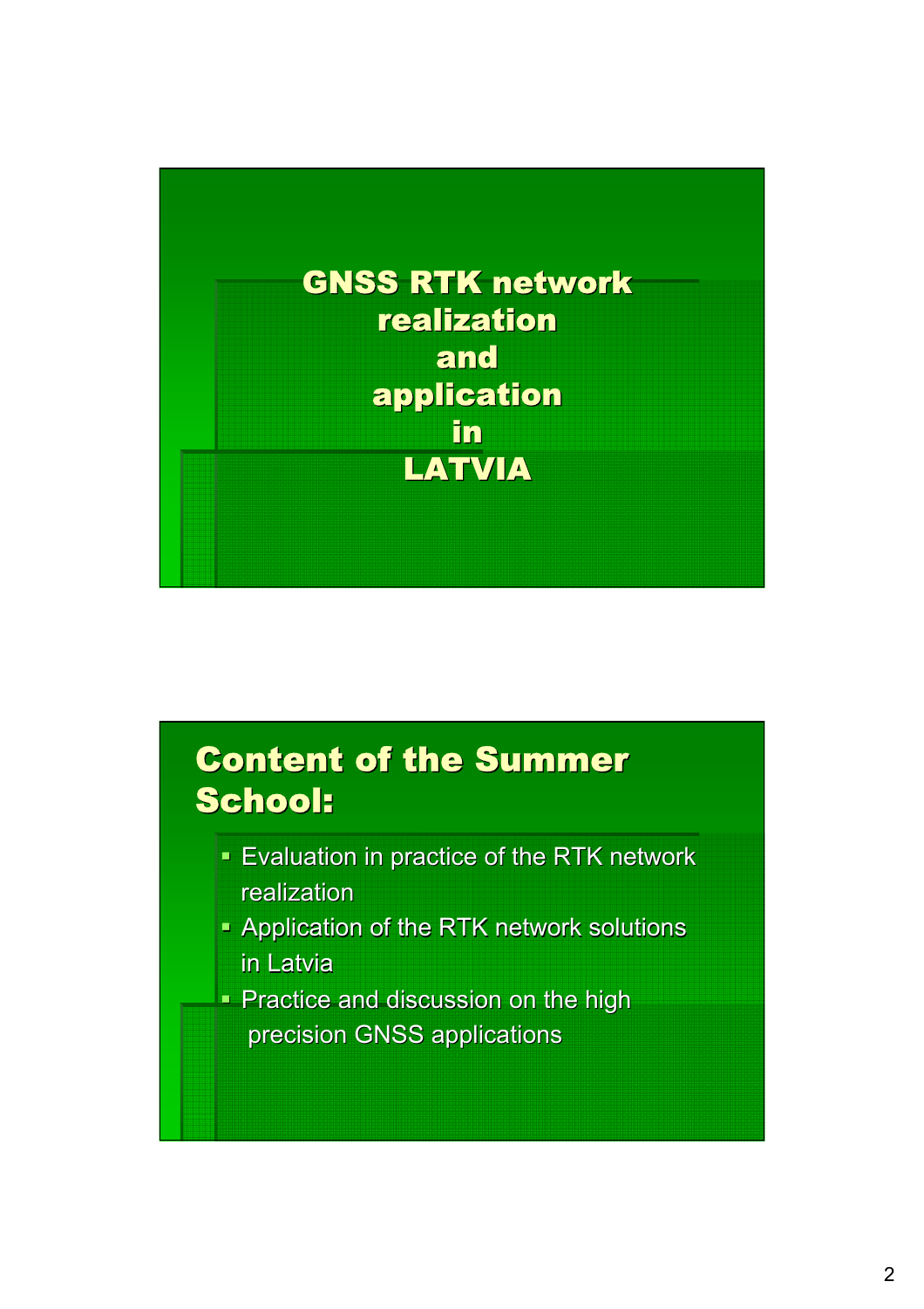# GNSS RTK network realization and application in LATVIA

## Content of the Summer School:

- Evaluation in practice of the RTK network realization
- Application of the RTK network solutions in Latvia
- Practice and discussion on the high precision GNSS applications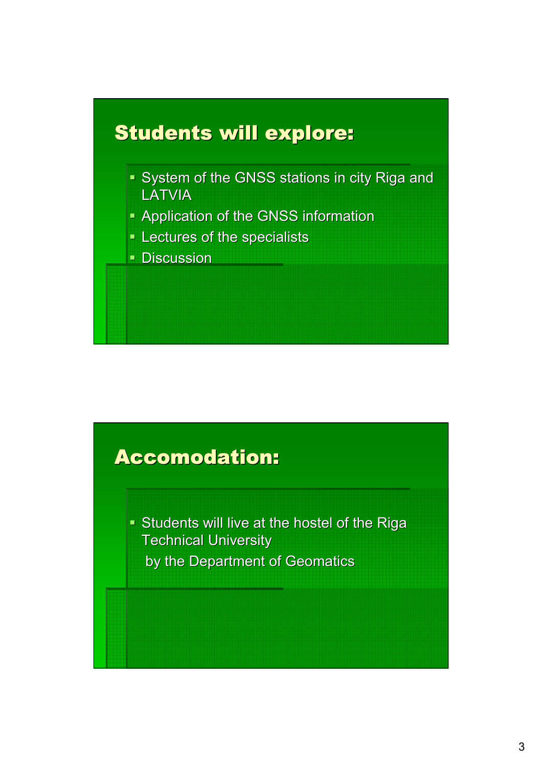## Students will explore:

- System of the GNSS stations in city Riga and LATVIA
- Application of the GNSS information
- Lectures of the specialists
- Discussion

## Accomodation:

- Students will live at the hostel of the Riga Technical University
  by the Department of Geomatics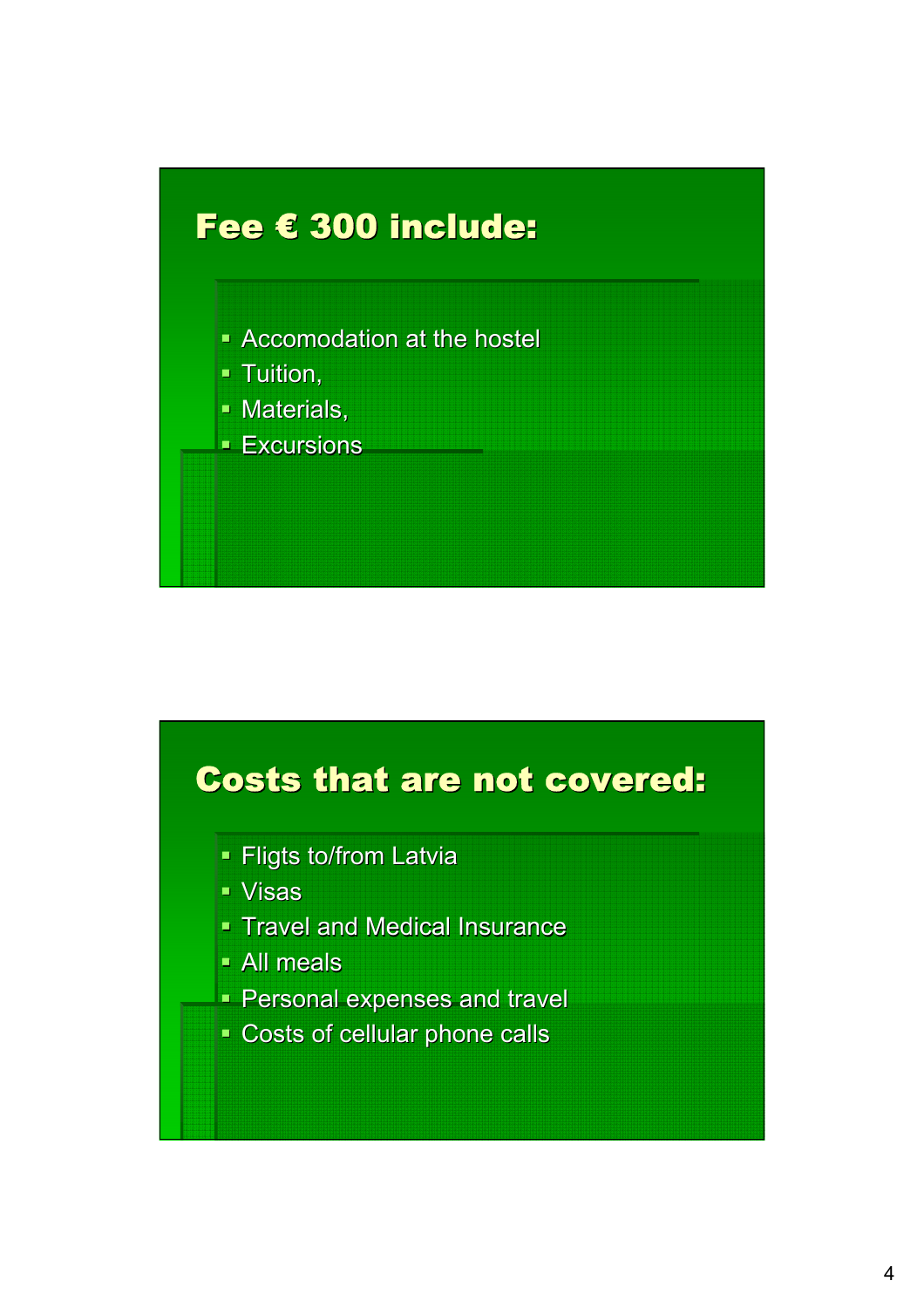## Fee € 300 include:

- Accomodation at the hostel
- Tuition,
- Materials,
- Excursions

## Costs that are not covered:

- Fligts to/from Latvia
- Visas
- Travel and Medical Insurance
- All meals
- Personal expenses and travel
- Costs of cellular phone calls